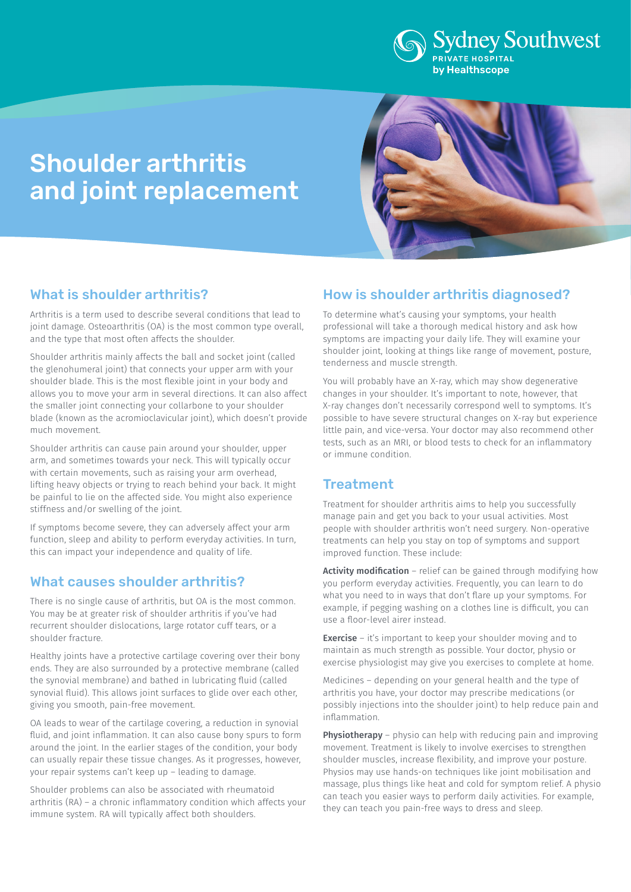Sydney Southwest
PRIVATE HOSPITAL
by Healthscope

# Shoulder arthritis and joint replacement

## What is shoulder arthritis?

Arthritis is a term used to describe several conditions that lead to joint damage. Osteoarthritis (OA) is the most common type overall, and the type that most often affects the shoulder.

Shoulder arthritis mainly affects the ball and socket joint (called the glenohumeral joint) that connects your upper arm with your shoulder blade. This is the most flexible joint in your body and allows you to move your arm in several directions. It can also affect the smaller joint connecting your collarbone to your shoulder blade (known as the acromioclavicular joint), which doesn't provide much movement.

Shoulder arthritis can cause pain around your shoulder, upper arm, and sometimes towards your neck. This will typically occur with certain movements, such as raising your arm overhead, lifting heavy objects or trying to reach behind your back. It might be painful to lie on the affected side. You might also experience stiffness and/or swelling of the joint.

If symptoms become severe, they can adversely affect your arm function, sleep and ability to perform everyday activities. In turn, this can impact your independence and quality of life.

## What causes shoulder arthritis?

There is no single cause of arthritis, but OA is the most common. You may be at greater risk of shoulder arthritis if you've had recurrent shoulder dislocations, large rotator cuff tears, or a shoulder fracture.

Healthy joints have a protective cartilage covering over their bony ends. They are also surrounded by a protective membrane (called the synovial membrane) and bathed in lubricating fluid (called synovial fluid). This allows joint surfaces to glide over each other, giving you smooth, pain-free movement.

OA leads to wear of the cartilage covering, a reduction in synovial fluid, and joint inflammation. It can also cause bony spurs to form around the joint. In the earlier stages of the condition, your body can usually repair these tissue changes. As it progresses, however, your repair systems can't keep up – leading to damage.

Shoulder problems can also be associated with rheumatoid arthritis (RA) – a chronic inflammatory condition which affects your immune system. RA will typically affect both shoulders.

## How is shoulder arthritis diagnosed?

To determine what's causing your symptoms, your health professional will take a thorough medical history and ask how symptoms are impacting your daily life. They will examine your shoulder joint, looking at things like range of movement, posture, tenderness and muscle strength.

You will probably have an X-ray, which may show degenerative changes in your shoulder. It's important to note, however, that X-ray changes don't necessarily correspond well to symptoms. It's possible to have severe structural changes on X-ray but experience little pain, and vice-versa. Your doctor may also recommend other tests, such as an MRI, or blood tests to check for an inflammatory or immune condition.

## Treatment

Treatment for shoulder arthritis aims to help you successfully manage pain and get you back to your usual activities. Most people with shoulder arthritis won't need surgery. Non-operative treatments can help you stay on top of symptoms and support improved function. These include:

**Activity modification** – relief can be gained through modifying how you perform everyday activities. Frequently, you can learn to do what you need to in ways that don't flare up your symptoms. For example, if pegging washing on a clothes line is difficult, you can use a floor-level airer instead.

**Exercise** – it's important to keep your shoulder moving and to maintain as much strength as possible. Your doctor, physio or exercise physiologist may give you exercises to complete at home.

Medicines – depending on your general health and the type of arthritis you have, your doctor may prescribe medications (or possibly injections into the shoulder joint) to help reduce pain and inflammation.

**Physiotherapy** – physio can help with reducing pain and improving movement. Treatment is likely to involve exercises to strengthen shoulder muscles, increase flexibility, and improve your posture. Physios may use hands-on techniques like joint mobilisation and massage, plus things like heat and cold for symptom relief. A physio can teach you easier ways to perform daily activities. For example, they can teach you pain-free ways to dress and sleep.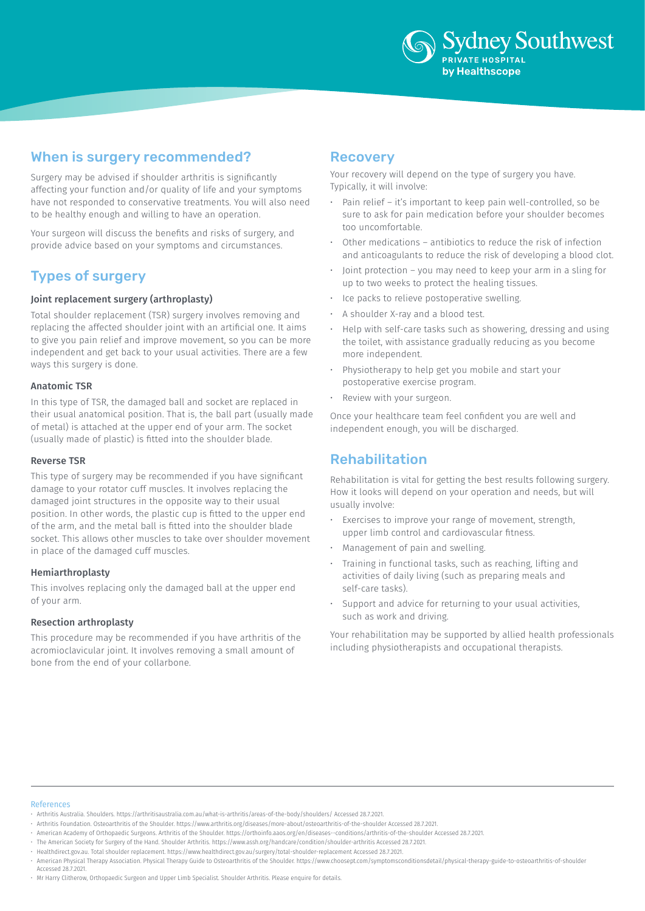## When is surgery recommended?

Surgery may be advised if shoulder arthritis is significantly affecting your function and/or quality of life and your symptoms have not responded to conservative treatments. You will also need to be healthy enough and willing to have an operation.

Your surgeon will discuss the benefits and risks of surgery, and provide advice based on your symptoms and circumstances.

## Types of surgery

#### Joint replacement surgery (arthroplasty)

Total shoulder replacement (TSR) surgery involves removing and replacing the affected shoulder joint with an artificial one. It aims to give you pain relief and improve movement, so you can be more independent and get back to your usual activities. There are a few ways this surgery is done.

#### Anatomic TSR

In this type of TSR, the damaged ball and socket are replaced in their usual anatomical position. That is, the ball part (usually made of metal) is attached at the upper end of your arm. The socket (usually made of plastic) is fitted into the shoulder blade.

#### Reverse TSR

This type of surgery may be recommended if you have significant damage to your rotator cuff muscles. It involves replacing the damaged joint structures in the opposite way to their usual position. In other words, the plastic cup is fitted to the upper end of the arm, and the metal ball is fitted into the shoulder blade socket. This allows other muscles to take over shoulder movement in place of the damaged cuff muscles.

#### Hemiarthroplasty

This involves replacing only the damaged ball at the upper end of your arm.

#### Resection arthroplasty

This procedure may be recommended if you have arthritis of the acromioclavicular joint. It involves removing a small amount of bone from the end of your collarbone.

## Recovery

Your recovery will depend on the type of surgery you have. Typically, it will involve:

- Pain relief – it's important to keep pain well-controlled, so be sure to ask for pain medication before your shoulder becomes too uncomfortable.
- Other medications – antibiotics to reduce the risk of infection and anticoagulants to reduce the risk of developing a blood clot.
- Joint protection – you may need to keep your arm in a sling for up to two weeks to protect the healing tissues.
- Ice packs to relieve postoperative swelling.
- A shoulder X-ray and a blood test.
- Help with self-care tasks such as showering, dressing and using the toilet, with assistance gradually reducing as you become more independent.
- Physiotherapy to help get you mobile and start your postoperative exercise program.
- Review with your surgeon.

Once your healthcare team feel confident you are well and independent enough, you will be discharged.

## Rehabilitation

Rehabilitation is vital for getting the best results following surgery. How it looks will depend on your operation and needs, but will usually involve:

- Exercises to improve your range of movement, strength, upper limb control and cardiovascular fitness.
- Management of pain and swelling.
- Training in functional tasks, such as reaching, lifting and activities of daily living (such as preparing meals and self-care tasks).
- Support and advice for returning to your usual activities, such as work and driving.

Your rehabilitation may be supported by allied health professionals including physiotherapists and occupational therapists.

---

References

- Arthritis Australia. Shoulders. https://arthritisaustralia.com.au/what-is-arthritis/areas-of-the-body/shoulders/ Accessed 28.7.2021.
- Arthritis Foundation. Osteoarthritis of the Shoulder. https://www.arthritis.org/diseases/more-about/osteoarthritis-of-the-shoulder Accessed 28.7.2021.
- American Academy of Orthopaedic Surgeons. Arthritis of the Shoulder. https://orthoinfo.aaos.org/en/diseases--conditions/arthritis-of-the-shoulder Accessed 28.7.2021.
- The American Society for Surgery of the Hand. Shoulder Arthritis. https://www.assh.org/handcare/condition/shoulder-arthritis Accessed 28.7.2021.
- Healthdirect.gov.au. Total shoulder replacement. https://www.healthdirect.gov.au/surgery/total-shoulder-replacement Accessed 28.7.2021.
- American Physical Therapy Association. Physical Therapy Guide to Osteoarthritis of the Shoulder. https://www.choosept.com/symptomsconditionsdetail/physical-therapy-guide-to-osteoarthritis-of-shoulder Accessed 28.7.2021.
- Mr Harry Clitherow, Orthopaedic Surgeon and Upper Limb Specialist. Shoulder Arthritis. Please enquire for details.